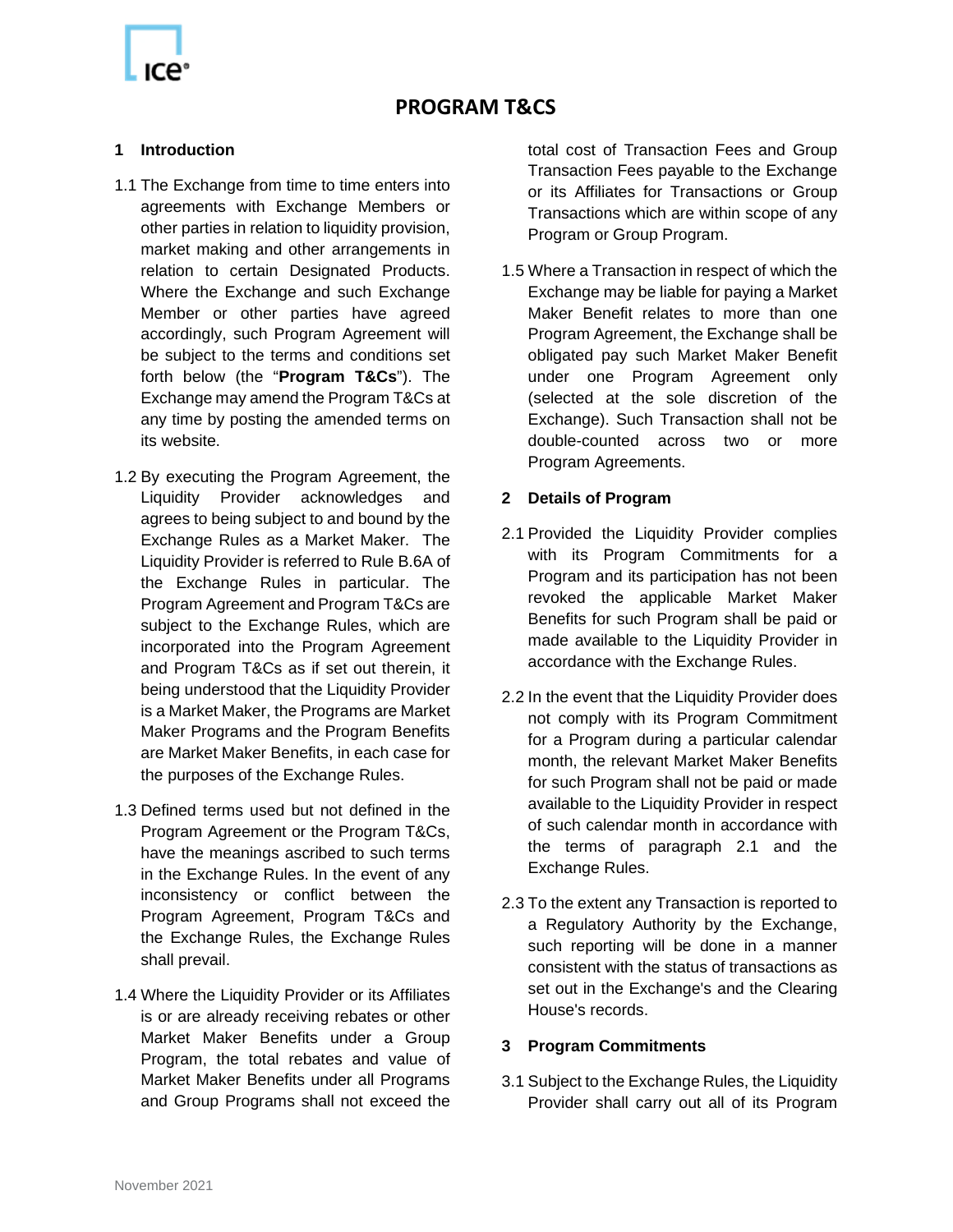# PROGRAM T&CS

## 1 Introduction

1.1 The Exchange from time to time enters into agreements with Exchange Members or other parties in relation to liquidity provision, market making and other arrangements in relation to certain Designated Products. Where the Exchange and such Exchange Member or other parties have agreed accordingly, such Program Agreement will be subject to the terms and conditions set forth below (the "**Program T&Cs**"). The Exchange may amend the Program T&Cs at any time by posting the amended terms on its website.

1.2 By executing the Program Agreement, the Liquidity Provider acknowledges and agrees to being subject to and bound by the Exchange Rules as a Market Maker. The Liquidity Provider is referred to Rule B.6A of the Exchange Rules in particular. The Program Agreement and Program T&Cs are subject to the Exchange Rules, which are incorporated into the Program Agreement and Program T&Cs as if set out therein, it being understood that the Liquidity Provider is a Market Maker, the Programs are Market Maker Programs and the Program Benefits are Market Maker Benefits, in each case for the purposes of the Exchange Rules.

1.3 Defined terms used but not defined in the Program Agreement or the Program T&Cs, have the meanings ascribed to such terms in the Exchange Rules. In the event of any inconsistency or conflict between the Program Agreement, Program T&Cs and the Exchange Rules, the Exchange Rules shall prevail.

1.4 Where the Liquidity Provider or its Affiliates is or are already receiving rebates or other Market Maker Benefits under a Group Program, the total rebates and value of Market Maker Benefits under all Programs and Group Programs shall not exceed the total cost of Transaction Fees and Group Transaction Fees payable to the Exchange or its Affiliates for Transactions or Group Transactions which are within scope of any Program or Group Program.

1.5 Where a Transaction in respect of which the Exchange may be liable for paying a Market Maker Benefit relates to more than one Program Agreement, the Exchange shall be obligated pay such Market Maker Benefit under one Program Agreement only (selected at the sole discretion of the Exchange). Such Transaction shall not be double-counted across two or more Program Agreements.

## 2 Details of Program

2.1 Provided the Liquidity Provider complies with its Program Commitments for a Program and its participation has not been revoked the applicable Market Maker Benefits for such Program shall be paid or made available to the Liquidity Provider in accordance with the Exchange Rules.

2.2 In the event that the Liquidity Provider does not comply with its Program Commitment for a Program during a particular calendar month, the relevant Market Maker Benefits for such Program shall not be paid or made available to the Liquidity Provider in respect of such calendar month in accordance with the terms of paragraph 2.1 and the Exchange Rules.

2.3 To the extent any Transaction is reported to a Regulatory Authority by the Exchange, such reporting will be done in a manner consistent with the status of transactions as set out in the Exchange's and the Clearing House's records.

## 3 Program Commitments

3.1 Subject to the Exchange Rules, the Liquidity Provider shall carry out all of its Program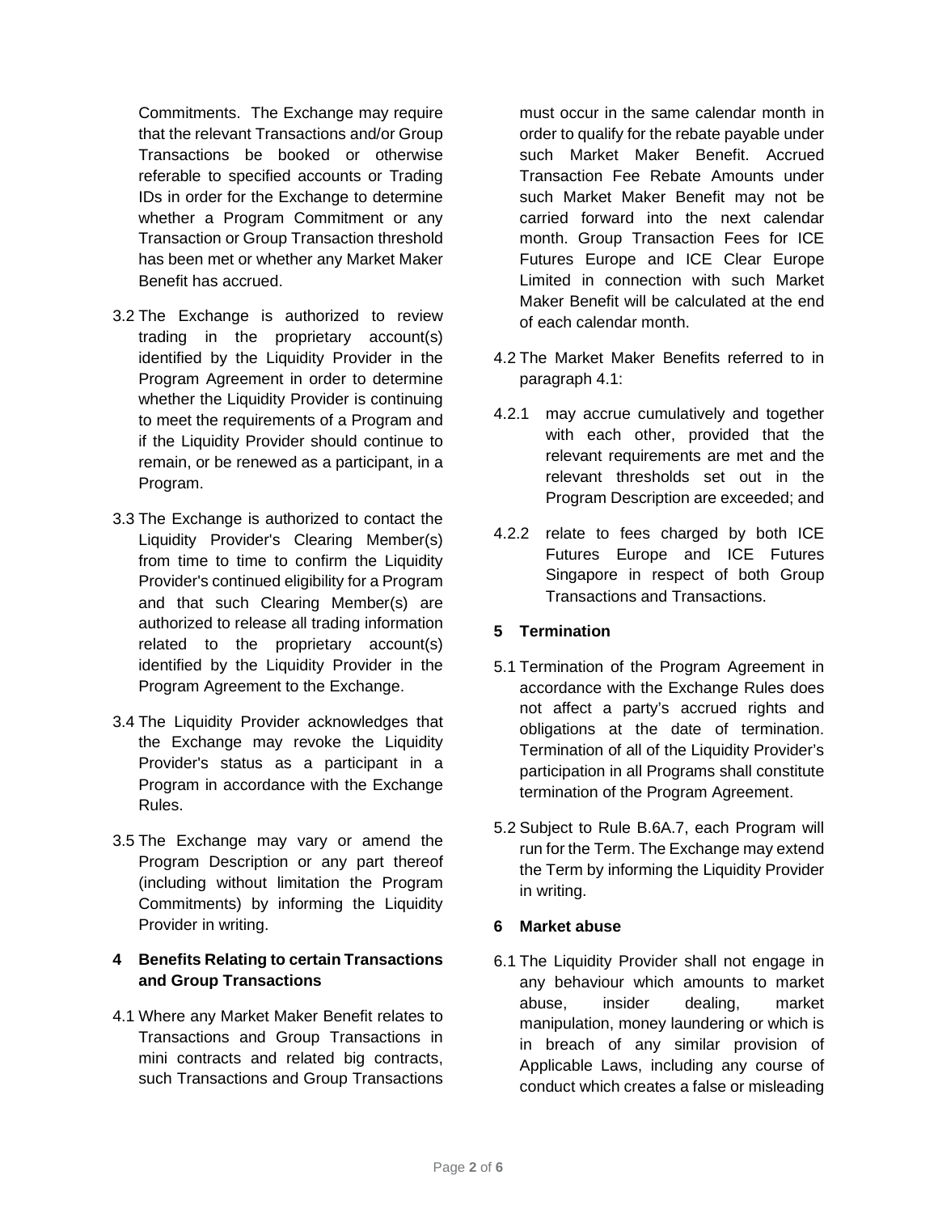Commitments. The Exchange may require that the relevant Transactions and/or Group Transactions be booked or otherwise referable to specified accounts or Trading IDs in order for the Exchange to determine whether a Program Commitment or any Transaction or Group Transaction threshold has been met or whether any Market Maker Benefit has accrued.

3.2 The Exchange is authorized to review trading in the proprietary account(s) identified by the Liquidity Provider in the Program Agreement in order to determine whether the Liquidity Provider is continuing to meet the requirements of a Program and if the Liquidity Provider should continue to remain, or be renewed as a participant, in a Program.

3.3 The Exchange is authorized to contact the Liquidity Provider's Clearing Member(s) from time to time to confirm the Liquidity Provider's continued eligibility for a Program and that such Clearing Member(s) are authorized to release all trading information related to the proprietary account(s) identified by the Liquidity Provider in the Program Agreement to the Exchange.

3.4 The Liquidity Provider acknowledges that the Exchange may revoke the Liquidity Provider's status as a participant in a Program in accordance with the Exchange Rules.

3.5 The Exchange may vary or amend the Program Description or any part thereof (including without limitation the Program Commitments) by informing the Liquidity Provider in writing.

## 4 Benefits Relating to certain Transactions and Group Transactions

4.1 Where any Market Maker Benefit relates to Transactions and Group Transactions in mini contracts and related big contracts, such Transactions and Group Transactions must occur in the same calendar month in order to qualify for the rebate payable under such Market Maker Benefit. Accrued Transaction Fee Rebate Amounts under such Market Maker Benefit may not be carried forward into the next calendar month. Group Transaction Fees for ICE Futures Europe and ICE Clear Europe Limited in connection with such Market Maker Benefit will be calculated at the end of each calendar month.

4.2 The Market Maker Benefits referred to in paragraph 4.1:

4.2.1 may accrue cumulatively and together with each other, provided that the relevant requirements are met and the relevant thresholds set out in the Program Description are exceeded; and

4.2.2 relate to fees charged by both ICE Futures Europe and ICE Futures Singapore in respect of both Group Transactions and Transactions.

## 5 Termination

5.1 Termination of the Program Agreement in accordance with the Exchange Rules does not affect a party's accrued rights and obligations at the date of termination. Termination of all of the Liquidity Provider's participation in all Programs shall constitute termination of the Program Agreement.

5.2 Subject to Rule B.6A.7, each Program will run for the Term. The Exchange may extend the Term by informing the Liquidity Provider in writing.

## 6 Market abuse

6.1 The Liquidity Provider shall not engage in any behaviour which amounts to market abuse, insider dealing, market manipulation, money laundering or which is in breach of any similar provision of Applicable Laws, including any course of conduct which creates a false or misleading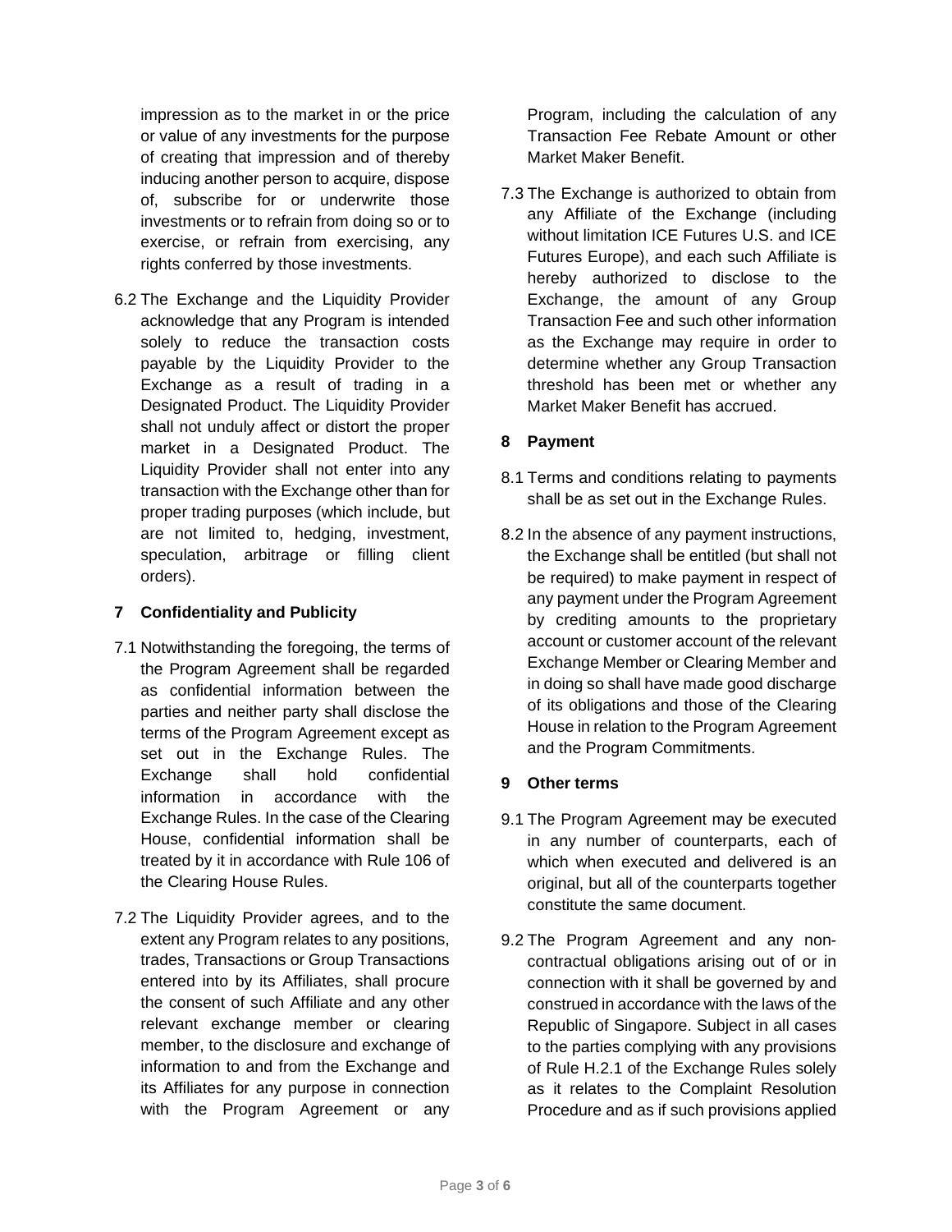impression as to the market in or the price or value of any investments for the purpose of creating that impression and of thereby inducing another person to acquire, dispose of, subscribe for or underwrite those investments or to refrain from doing so or to exercise, or refrain from exercising, any rights conferred by those investments.

6.2 The Exchange and the Liquidity Provider acknowledge that any Program is intended solely to reduce the transaction costs payable by the Liquidity Provider to the Exchange as a result of trading in a Designated Product. The Liquidity Provider shall not unduly affect or distort the proper market in a Designated Product. The Liquidity Provider shall not enter into any transaction with the Exchange other than for proper trading purposes (which include, but are not limited to, hedging, investment, speculation, arbitrage or filling client orders).

## 7 Confidentiality and Publicity

7.1 Notwithstanding the foregoing, the terms of the Program Agreement shall be regarded as confidential information between the parties and neither party shall disclose the terms of the Program Agreement except as set out in the Exchange Rules. The Exchange shall hold confidential information in accordance with the Exchange Rules. In the case of the Clearing House, confidential information shall be treated by it in accordance with Rule 106 of the Clearing House Rules.

7.2 The Liquidity Provider agrees, and to the extent any Program relates to any positions, trades, Transactions or Group Transactions entered into by its Affiliates, shall procure the consent of such Affiliate and any other relevant exchange member or clearing member, to the disclosure and exchange of information to and from the Exchange and its Affiliates for any purpose in connection with the Program Agreement or any Program, including the calculation of any Transaction Fee Rebate Amount or other Market Maker Benefit.

7.3 The Exchange is authorized to obtain from any Affiliate of the Exchange (including without limitation ICE Futures U.S. and ICE Futures Europe), and each such Affiliate is hereby authorized to disclose to the Exchange, the amount of any Group Transaction Fee and such other information as the Exchange may require in order to determine whether any Group Transaction threshold has been met or whether any Market Maker Benefit has accrued.

## 8 Payment

8.1 Terms and conditions relating to payments shall be as set out in the Exchange Rules.

8.2 In the absence of any payment instructions, the Exchange shall be entitled (but shall not be required) to make payment in respect of any payment under the Program Agreement by crediting amounts to the proprietary account or customer account of the relevant Exchange Member or Clearing Member and in doing so shall have made good discharge of its obligations and those of the Clearing House in relation to the Program Agreement and the Program Commitments.

## 9 Other terms

9.1 The Program Agreement may be executed in any number of counterparts, each of which when executed and delivered is an original, but all of the counterparts together constitute the same document.

9.2 The Program Agreement and any non-contractual obligations arising out of or in connection with it shall be governed by and construed in accordance with the laws of the Republic of Singapore. Subject in all cases to the parties complying with any provisions of Rule H.2.1 of the Exchange Rules solely as it relates to the Complaint Resolution Procedure and as if such provisions applied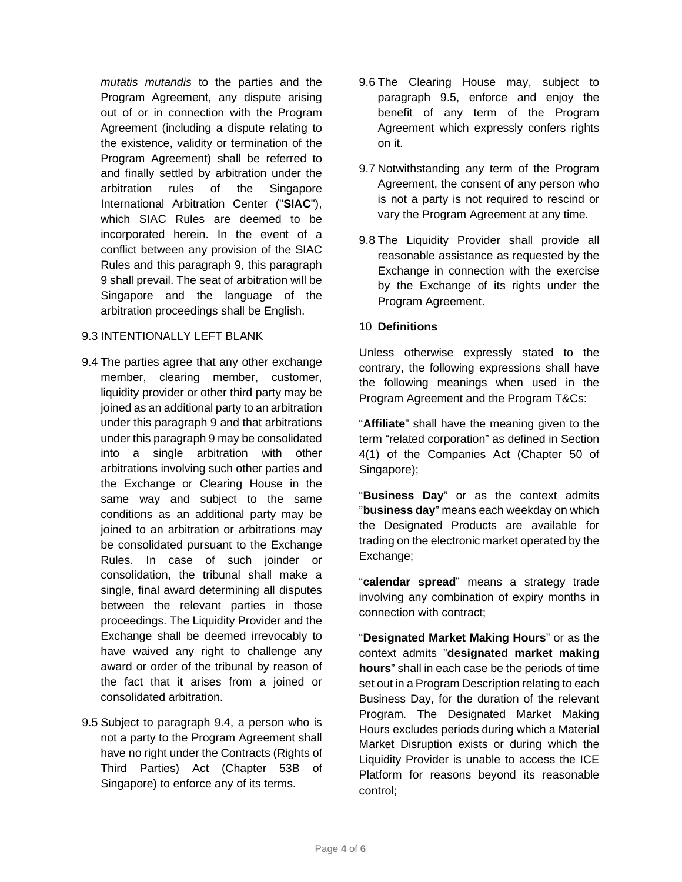*mutatis mutandis* to the parties and the Program Agreement, any dispute arising out of or in connection with the Program Agreement (including a dispute relating to the existence, validity or termination of the Program Agreement) shall be referred to and finally settled by arbitration under the arbitration rules of the Singapore International Arbitration Center ("**SIAC**"), which SIAC Rules are deemed to be incorporated herein. In the event of a conflict between any provision of the SIAC Rules and this paragraph 9, this paragraph 9 shall prevail. The seat of arbitration will be Singapore and the language of the arbitration proceedings shall be English.

9.3 INTENTIONALLY LEFT BLANK

9.4 The parties agree that any other exchange member, clearing member, customer, liquidity provider or other third party may be joined as an additional party to an arbitration under this paragraph 9 and that arbitrations under this paragraph 9 may be consolidated into a single arbitration with other arbitrations involving such other parties and the Exchange or Clearing House in the same way and subject to the same conditions as an additional party may be joined to an arbitration or arbitrations may be consolidated pursuant to the Exchange Rules. In case of such joinder or consolidation, the tribunal shall make a single, final award determining all disputes between the relevant parties in those proceedings. The Liquidity Provider and the Exchange shall be deemed irrevocably to have waived any right to challenge any award or order of the tribunal by reason of the fact that it arises from a joined or consolidated arbitration.

9.5 Subject to paragraph 9.4, a person who is not a party to the Program Agreement shall have no right under the Contracts (Rights of Third Parties) Act (Chapter 53B of Singapore) to enforce any of its terms.

9.6 The Clearing House may, subject to paragraph 9.5, enforce and enjoy the benefit of any term of the Program Agreement which expressly confers rights on it.

9.7 Notwithstanding any term of the Program Agreement, the consent of any person who is not a party is not required to rescind or vary the Program Agreement at any time.

9.8 The Liquidity Provider shall provide all reasonable assistance as requested by the Exchange in connection with the exercise by the Exchange of its rights under the Program Agreement.

## 10 Definitions

Unless otherwise expressly stated to the contrary, the following expressions shall have the following meanings when used in the Program Agreement and the Program T&Cs:

"**Affiliate**" shall have the meaning given to the term "related corporation" as defined in Section 4(1) of the Companies Act (Chapter 50 of Singapore);

"**Business Day**" or as the context admits "**business day**" means each weekday on which the Designated Products are available for trading on the electronic market operated by the Exchange;

"**calendar spread**" means a strategy trade involving any combination of expiry months in connection with contract;

"**Designated Market Making Hours**" or as the context admits "**designated market making hours**" shall in each case be the periods of time set out in a Program Description relating to each Business Day, for the duration of the relevant Program. The Designated Market Making Hours excludes periods during which a Material Market Disruption exists or during which the Liquidity Provider is unable to access the ICE Platform for reasons beyond its reasonable control;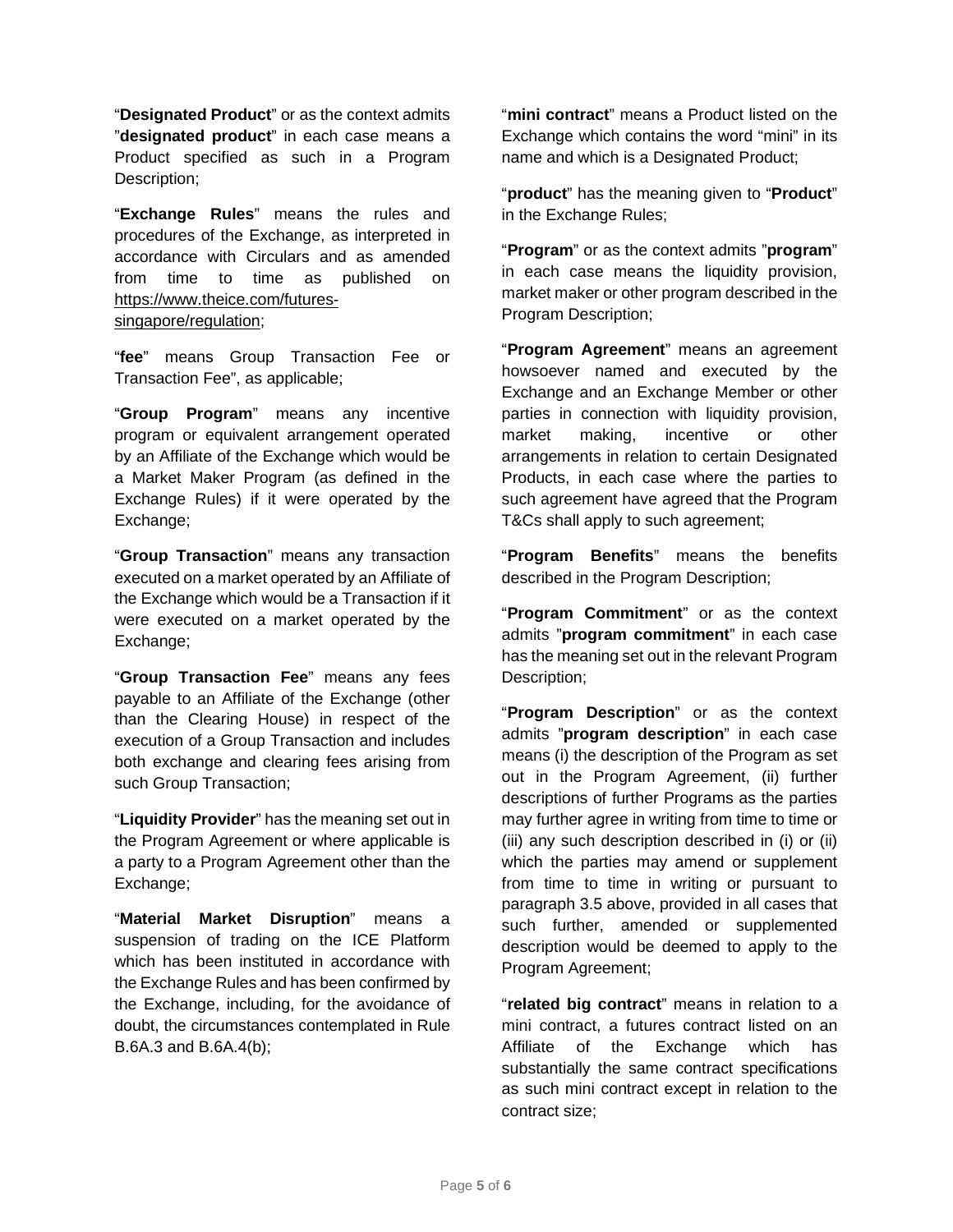"**Designated Product**" or as the context admits "**designated product**" in each case means a Product specified as such in a Program Description;

"**Exchange Rules**" means the rules and procedures of the Exchange, as interpreted in accordance with Circulars and as amended from time to time as published on https://www.theice.com/futures-singapore/regulation;

"**fee**" means Group Transaction Fee or Transaction Fee", as applicable;

"**Group Program**" means any incentive program or equivalent arrangement operated by an Affiliate of the Exchange which would be a Market Maker Program (as defined in the Exchange Rules) if it were operated by the Exchange;

"**Group Transaction**" means any transaction executed on a market operated by an Affiliate of the Exchange which would be a Transaction if it were executed on a market operated by the Exchange;

"**Group Transaction Fee**" means any fees payable to an Affiliate of the Exchange (other than the Clearing House) in respect of the execution of a Group Transaction and includes both exchange and clearing fees arising from such Group Transaction;

"**Liquidity Provider**" has the meaning set out in the Program Agreement or where applicable is a party to a Program Agreement other than the Exchange;

"**Material Market Disruption**" means a suspension of trading on the ICE Platform which has been instituted in accordance with the Exchange Rules and has been confirmed by the Exchange, including, for the avoidance of doubt, the circumstances contemplated in Rule B.6A.3 and B.6A.4(b);

"**mini contract**" means a Product listed on the Exchange which contains the word "mini" in its name and which is a Designated Product;

"**product**" has the meaning given to "**Product**" in the Exchange Rules;

"**Program**" or as the context admits "**program**" in each case means the liquidity provision, market maker or other program described in the Program Description;

"**Program Agreement**" means an agreement howsoever named and executed by the Exchange and an Exchange Member or other parties in connection with liquidity provision, market making, incentive or other arrangements in relation to certain Designated Products, in each case where the parties to such agreement have agreed that the Program T&Cs shall apply to such agreement;

"**Program Benefits**" means the benefits described in the Program Description;

"**Program Commitment**" or as the context admits "**program commitment**" in each case has the meaning set out in the relevant Program Description;

"**Program Description**" or as the context admits "**program description**" in each case means (i) the description of the Program as set out in the Program Agreement, (ii) further descriptions of further Programs as the parties may further agree in writing from time to time or (iii) any such description described in (i) or (ii) which the parties may amend or supplement from time to time in writing or pursuant to paragraph 3.5 above, provided in all cases that such further, amended or supplemented description would be deemed to apply to the Program Agreement;

"**related big contract**" means in relation to a mini contract, a futures contract listed on an Affiliate of the Exchange which has substantially the same contract specifications as such mini contract except in relation to the contract size;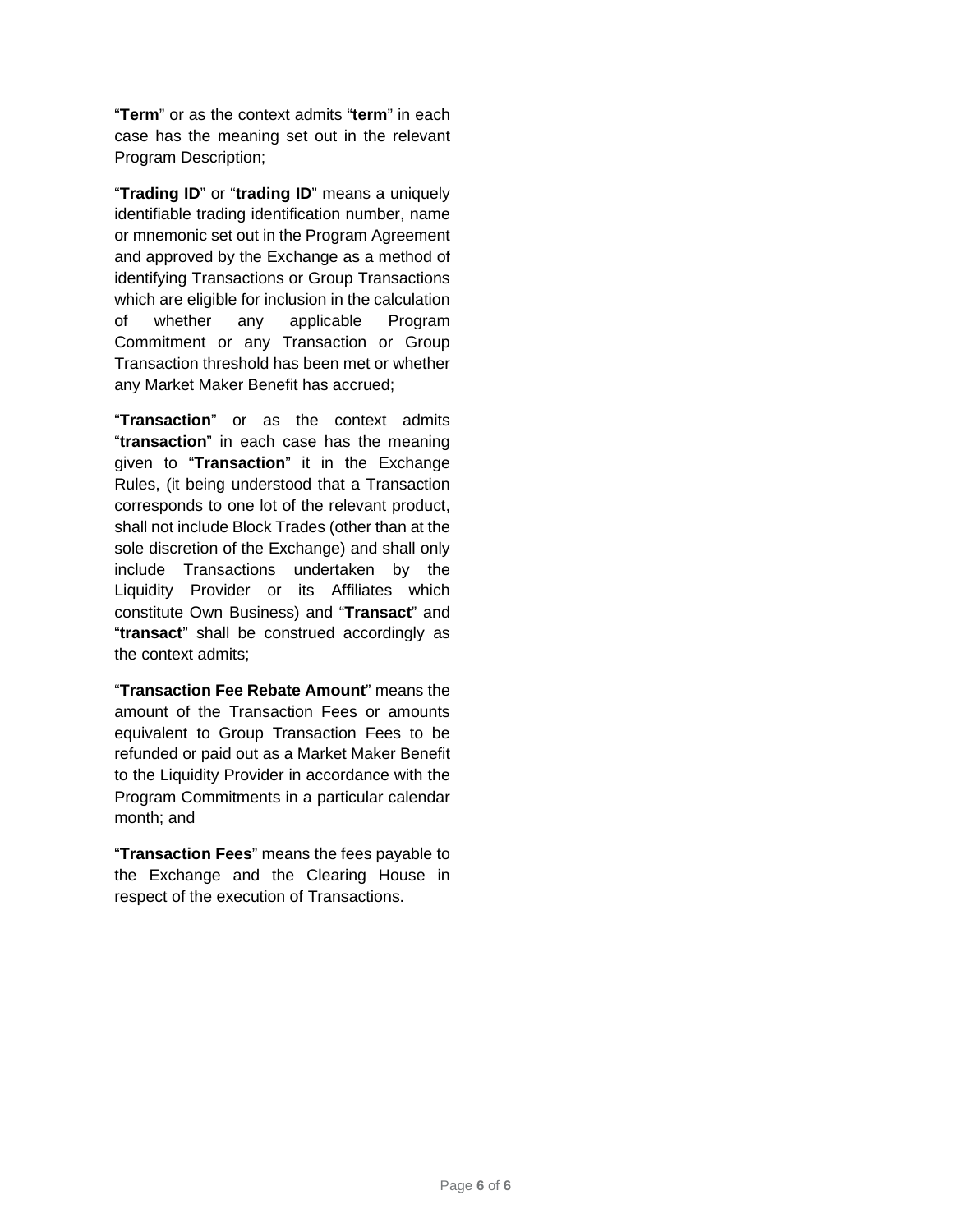"**Term**" or as the context admits "**term**" in each case has the meaning set out in the relevant Program Description;

"**Trading ID**" or "**trading ID**" means a uniquely identifiable trading identification number, name or mnemonic set out in the Program Agreement and approved by the Exchange as a method of identifying Transactions or Group Transactions which are eligible for inclusion in the calculation of whether any applicable Program Commitment or any Transaction or Group Transaction threshold has been met or whether any Market Maker Benefit has accrued;

"**Transaction**" or as the context admits "**transaction**" in each case has the meaning given to "**Transaction**" it in the Exchange Rules, (it being understood that a Transaction corresponds to one lot of the relevant product, shall not include Block Trades (other than at the sole discretion of the Exchange) and shall only include Transactions undertaken by the Liquidity Provider or its Affiliates which constitute Own Business) and "**Transact**" and "**transact**" shall be construed accordingly as the context admits;

"**Transaction Fee Rebate Amount**" means the amount of the Transaction Fees or amounts equivalent to Group Transaction Fees to be refunded or paid out as a Market Maker Benefit to the Liquidity Provider in accordance with the Program Commitments in a particular calendar month; and

"**Transaction Fees**" means the fees payable to the Exchange and the Clearing House in respect of the execution of Transactions.